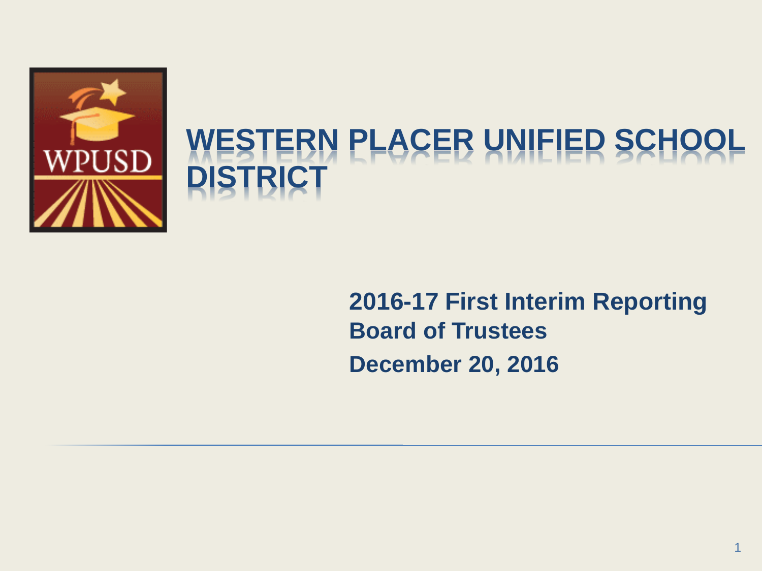# WESTERN PLACER UNIFIED SCHOOL DISTRICT

**2016-17 First Interim Reporting**

**Board of Trustees**

**December 20, 2016**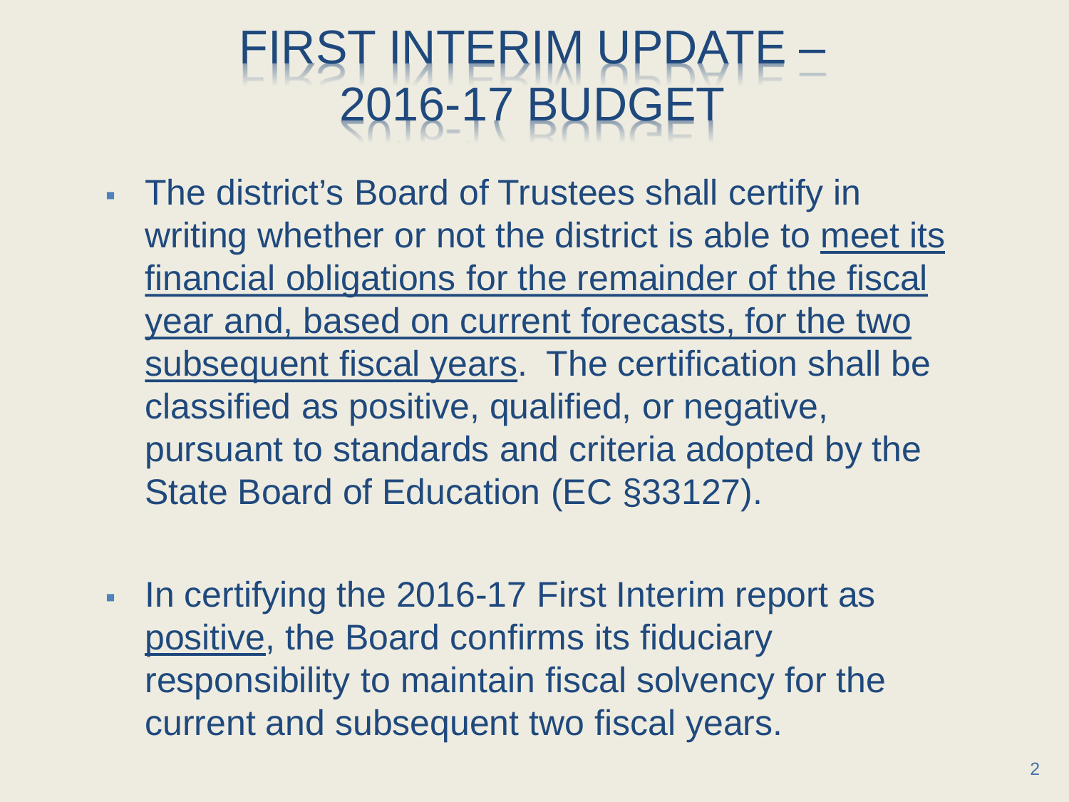# FIRST INTERIM UPDATE – 2016-17 BUDGET

- The district's Board of Trustees shall certify in writing whether or not the district is able to meet its financial obligations for the remainder of the fiscal year and, based on current forecasts, for the two subsequent fiscal years. The certification shall be classified as positive, qualified, or negative, pursuant to standards and criteria adopted by the State Board of Education (EC §33127).

- In certifying the 2016-17 First Interim report as positive, the Board confirms its fiduciary responsibility to maintain fiscal solvency for the current and subsequent two fiscal years.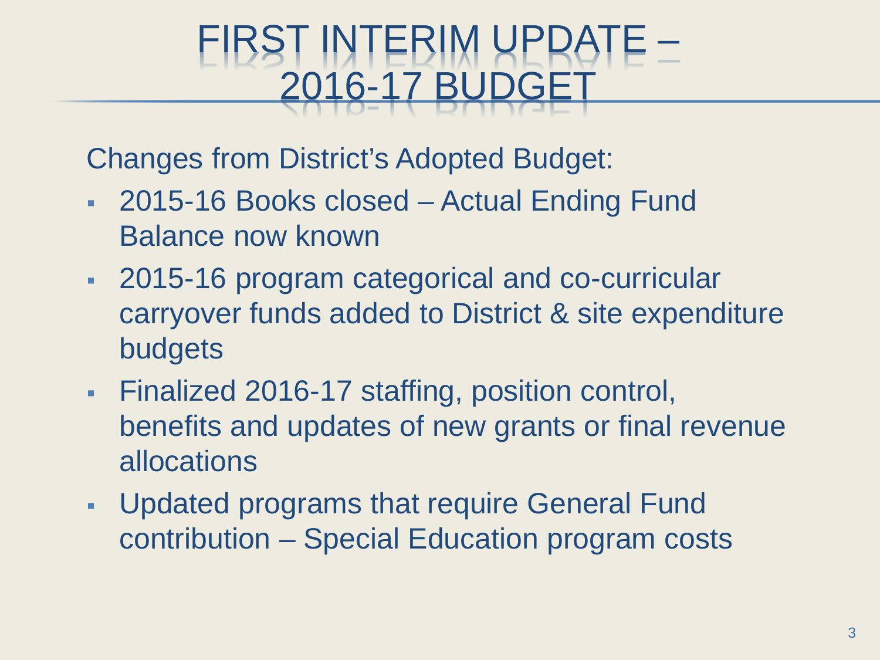# FIRST INTERIM UPDATE – 2016-17 BUDGET

Changes from District's Adopted Budget:

- 2015-16 Books closed – Actual Ending Fund Balance now known
- 2015-16 program categorical and co-curricular carryover funds added to District & site expenditure budgets
- Finalized 2016-17 staffing, position control, benefits and updates of new grants or final revenue allocations
- Updated programs that require General Fund contribution – Special Education program costs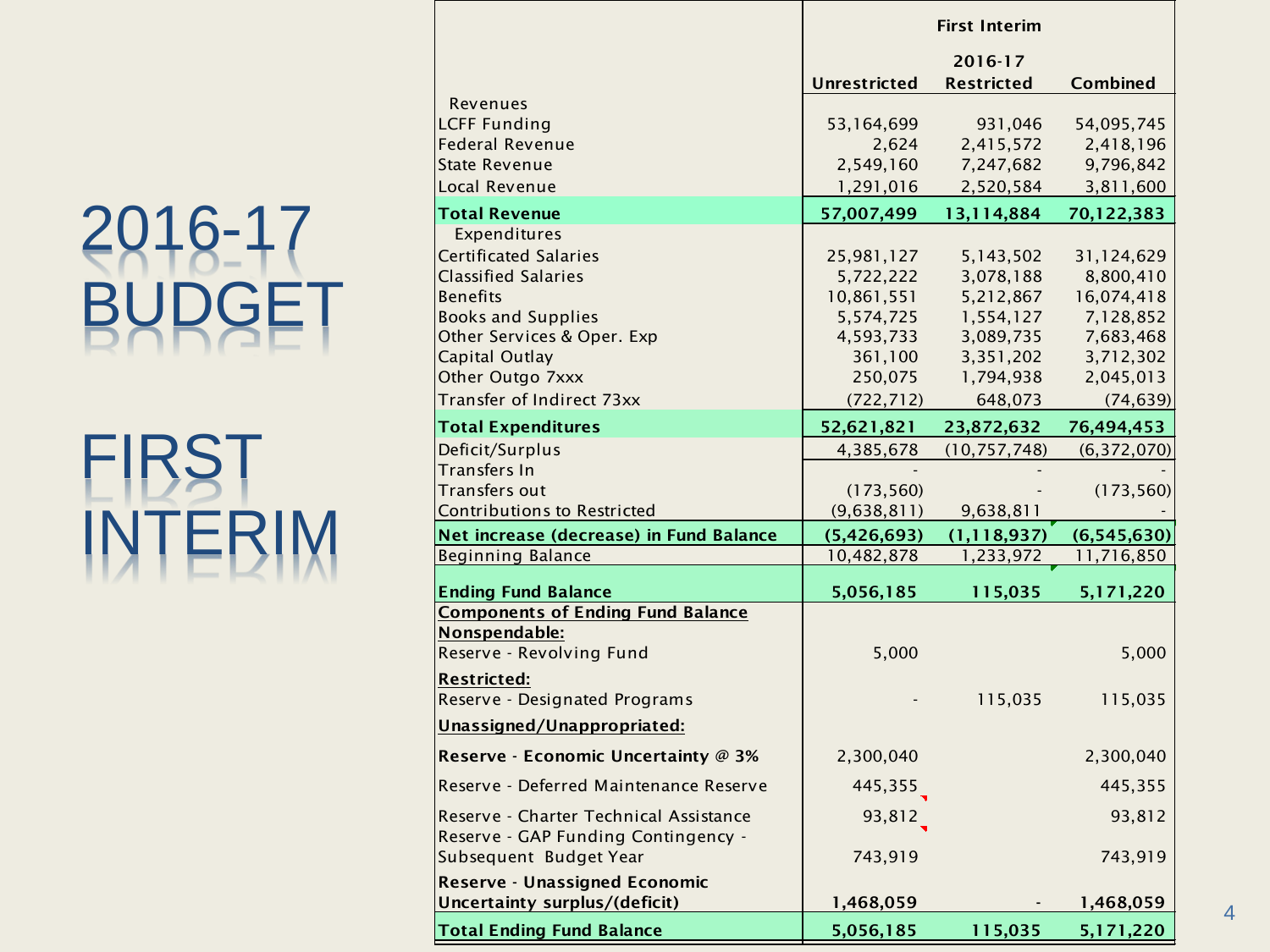# 2016-17 BUDGET

# FIRST INTERIM

| | First Interim | | |
|---|---|---|---|
| | 2016-17 | | |
| | Unrestricted | Restricted | Combined |
| Revenues | | | |
| LCFF Funding | 53,164,699 | 931,046 | 54,095,745 |
| Federal Revenue | 2,624 | 2,415,572 | 2,418,196 |
| State Revenue | 2,549,160 | 7,247,682 | 9,796,842 |
| Local Revenue | 1,291,016 | 2,520,584 | 3,811,600 |
| **Total Revenue** | **57,007,499** | **13,114,884** | **70,122,383** |
| Expenditures | | | |
| Certificated Salaries | 25,981,127 | 5,143,502 | 31,124,629 |
| Classified Salaries | 5,722,222 | 3,078,188 | 8,800,410 |
| Benefits | 10,861,551 | 5,212,867 | 16,074,418 |
| Books and Supplies | 5,574,725 | 1,554,127 | 7,128,852 |
| Other Services & Oper. Exp | 4,593,733 | 3,089,735 | 7,683,468 |
| Capital Outlay | 361,100 | 3,351,202 | 3,712,302 |
| Other Outgo 7xxx | 250,075 | 1,794,938 | 2,045,013 |
| Transfer of Indirect 73xx | (722,712) | 648,073 | (74,639) |
| **Total Expenditures** | **52,621,821** | **23,872,632** | **76,494,453** |
| Deficit/Surplus | 4,385,678 | (10,757,748) | (6,372,070) |
| Transfers In | - | - | - |
| Transfers out | (173,560) | - | (173,560) |
| Contributions to Restricted | (9,638,811) | 9,638,811 | - |
| **Net increase (decrease) in Fund Balance** | **(5,426,693)** | **(1,118,937)** | **(6,545,630)** |
| Beginning Balance | 10,482,878 | 1,233,972 | 11,716,850 |
| **Ending Fund Balance** | **5,056,185** | **115,035** | **5,171,220** |
| **Components of Ending Fund Balance** | | | |
| **Nonspendable:** | | | |
| Reserve - Revolving Fund | 5,000 | | 5,000 |
| **Restricted:** | | | |
| Reserve - Designated Programs | - | 115,035 | 115,035 |
| **Unassigned/Unappropriated:** | | | |
| **Reserve - Economic Uncertainty @ 3%** | 2,300,040 | | 2,300,040 |
| Reserve - Deferred Maintenance Reserve | 445,355 | | 445,355 |
| Reserve - Charter Technical Assistance | 93,812 | | 93,812 |
| Reserve - GAP Funding Contingency - Subsequent Budget Year | 743,919 | | 743,919 |
| **Reserve - Unassigned Economic Uncertainty surplus/(deficit)** | **1,468,059** | **-** | **1,468,059** |
| **Total Ending Fund Balance** | **5,056,185** | **115,035** | **5,171,220** |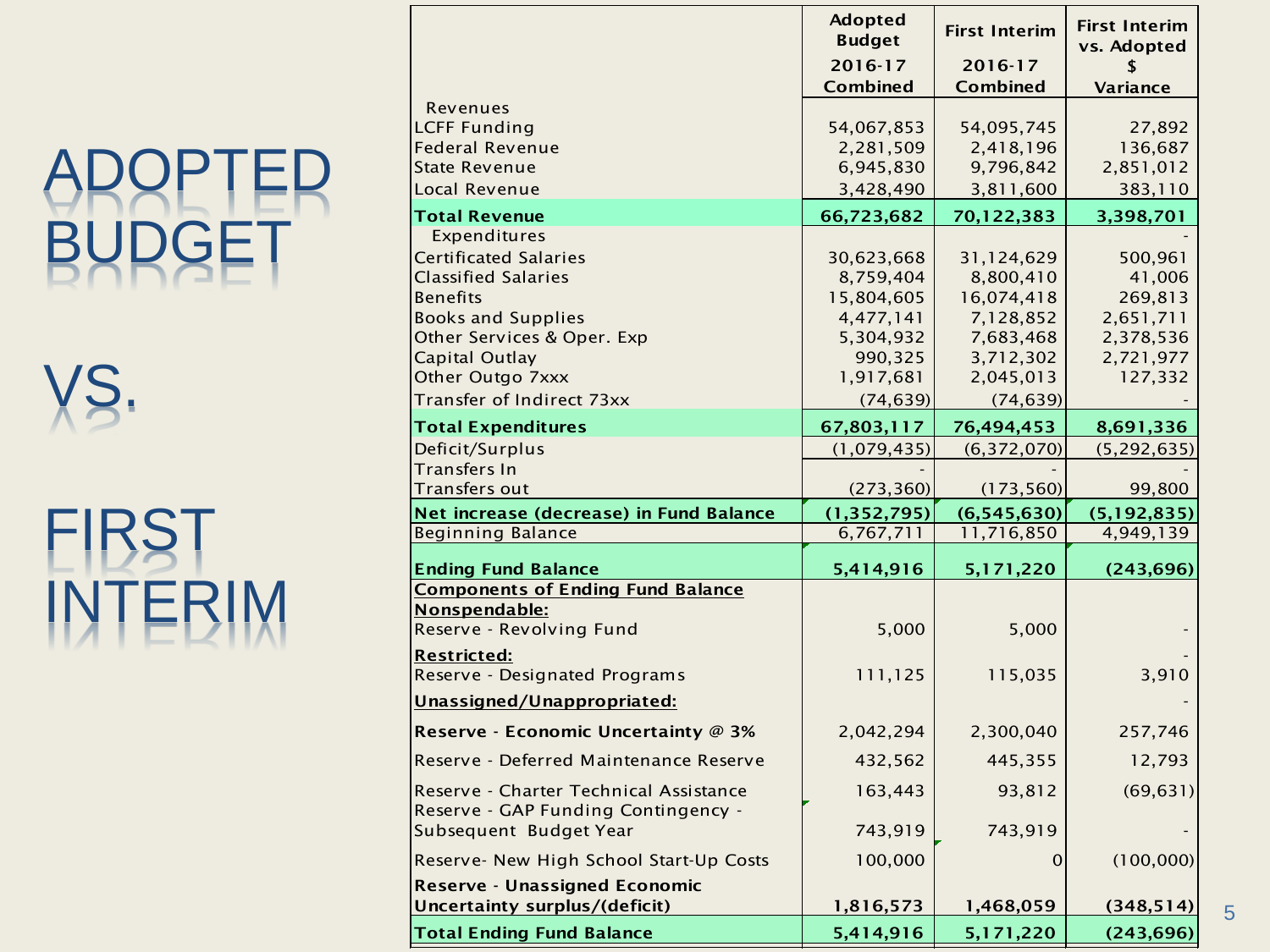# ADOPTED BUDGET VS. FIRST INTERIM

| | Adopted Budget 2016-17 Combined | First Interim 2016-17 Combined | First Interim vs. Adopted $ Variance |
|---|---|---|---|
| Revenues | | | |
| LCFF Funding | 54,067,853 | 54,095,745 | 27,892 |
| Federal Revenue | 2,281,509 | 2,418,196 | 136,687 |
| State Revenue | 6,945,830 | 9,796,842 | 2,851,012 |
| Local Revenue | 3,428,490 | 3,811,600 | 383,110 |
| **Total Revenue** | **66,723,682** | **70,122,383** | **3,398,701** |
| Expenditures | | | - |
| Certificated Salaries | 30,623,668 | 31,124,629 | 500,961 |
| Classified Salaries | 8,759,404 | 8,800,410 | 41,006 |
| Benefits | 15,804,605 | 16,074,418 | 269,813 |
| Books and Supplies | 4,477,141 | 7,128,852 | 2,651,711 |
| Other Services & Oper. Exp | 5,304,932 | 7,683,468 | 2,378,536 |
| Capital Outlay | 990,325 | 3,712,302 | 2,721,977 |
| Other Outgo 7xxx | 1,917,681 | 2,045,013 | 127,332 |
| Transfer of Indirect 73xx | (74,639) | (74,639) | - |
| **Total Expenditures** | **67,803,117** | **76,494,453** | **8,691,336** |
| Deficit/Surplus | (1,079,435) | (6,372,070) | (5,292,635) |
| Transfers In | - | - | - |
| Transfers out | (273,360) | (173,560) | 99,800 |
| **Net increase (decrease) in Fund Balance** | **(1,352,795)** | **(6,545,630)** | **(5,192,835)** |
| Beginning Balance | 6,767,711 | 11,716,850 | 4,949,139 |
| **Ending Fund Balance** | **5,414,916** | **5,171,220** | **(243,696)** |
| **Components of Ending Fund Balance** | | | |
| **Nonspendable:** | | | |
| Reserve - Revolving Fund | 5,000 | 5,000 | - |
| **Restricted:** | | | - |
| Reserve - Designated Programs | 111,125 | 115,035 | 3,910 |
| **Unassigned/Unappropriated:** | | | - |
| **Reserve - Economic Uncertainty @ 3%** | 2,042,294 | 2,300,040 | 257,746 |
| Reserve - Deferred Maintenance Reserve | 432,562 | 445,355 | 12,793 |
| Reserve - Charter Technical Assistance | 163,443 | 93,812 | (69,631) |
| Reserve - GAP Funding Contingency - Subsequent Budget Year | 743,919 | 743,919 | - |
| Reserve- New High School Start-Up Costs | 100,000 | 0 | (100,000) |
| **Reserve - Unassigned Economic Uncertainty surplus/(deficit)** | **1,816,573** | **1,468,059** | **(348,514)** |
| **Total Ending Fund Balance** | **5,414,916** | **5,171,220** | **(243,696)** |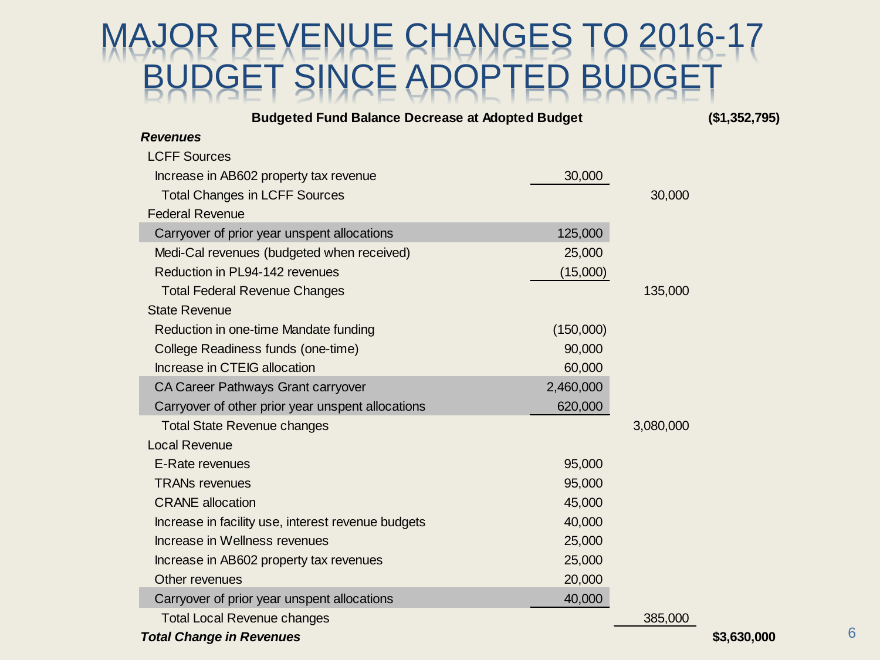# MAJOR REVENUE CHANGES TO 2016-17 BUDGET SINCE ADOPTED BUDGET

| Item | | | |
|---|---|---|---|
| **Budgeted Fund Balance Decrease at Adopted Budget** | | | **($1,352,795)** |
| ***Revenues*** | | | |
| LCFF Sources | | | |
| Increase in AB602 property tax revenue | 30,000 | | |
| Total Changes in LCFF Sources | | 30,000 | |
| Federal Revenue | | | |
| Carryover of prior year unspent allocations | 125,000 | | |
| Medi-Cal revenues (budgeted when received) | 25,000 | | |
| Reduction in PL94-142 revenues | (15,000) | | |
| Total Federal Revenue Changes | | 135,000 | |
| State Revenue | | | |
| Reduction in one-time Mandate funding | (150,000) | | |
| College Readiness funds (one-time) | 90,000 | | |
| Increase in CTEIG allocation | 60,000 | | |
| CA Career Pathways Grant carryover | 2,460,000 | | |
| Carryover of other prior year unspent allocations | 620,000 | | |
| Total State Revenue changes | | 3,080,000 | |
| Local Revenue | | | |
| E-Rate revenues | 95,000 | | |
| TRANs revenues | 95,000 | | |
| CRANE allocation | 45,000 | | |
| Increase in facility use, interest revenue budgets | 40,000 | | |
| Increase in Wellness revenues | 25,000 | | |
| Increase in AB602 property tax revenues | 25,000 | | |
| Other revenues | 20,000 | | |
| Carryover of prior year unspent allocations | 40,000 | | |
| Total Local Revenue changes | | 385,000 | |
| ***Total Change in Revenues*** | | | **$3,630,000** |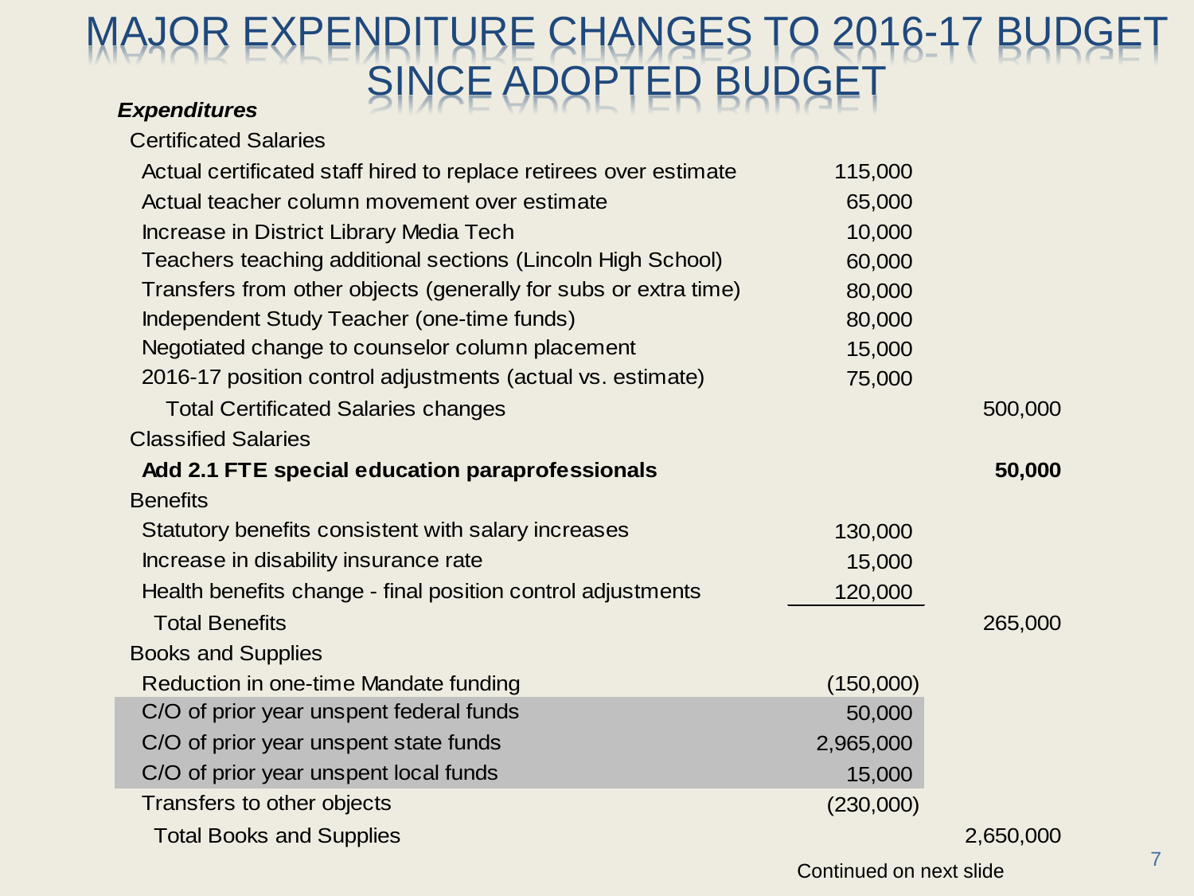# MAJOR EXPENDITURE CHANGES TO 2016-17 BUDGET SINCE ADOPTED BUDGET

| ***Expenditures*** | | |
|---|---|---|
| Certificated Salaries | | |
| Actual certificated staff hired to replace retirees over estimate | 115,000 | |
| Actual teacher column movement over estimate | 65,000 | |
| Increase in District Library Media Tech | 10,000 | |
| Teachers teaching additional sections (Lincoln High School) | 60,000 | |
| Transfers from other objects (generally for subs or extra time) | 80,000 | |
| Independent Study Teacher (one-time funds) | 80,000 | |
| Negotiated change to counselor column placement | 15,000 | |
| 2016-17 position control adjustments (actual vs. estimate) | 75,000 | |
| Total Certificated Salaries changes | | 500,000 |
| Classified Salaries | | |
| **Add 2.1 FTE special education paraprofessionals** | | **50,000** |
| Benefits | | |
| Statutory benefits consistent with salary increases | 130,000 | |
| Increase in disability insurance rate | 15,000 | |
| Health benefits change - final position control adjustments | 120,000 | |
| Total Benefits | | 265,000 |
| Books and Supplies | | |
| Reduction in one-time Mandate funding | (150,000) | |
| C/O of prior year unspent federal funds | 50,000 | |
| C/O of prior year unspent state funds | 2,965,000 | |
| C/O of prior year unspent local funds | 15,000 | |
| Transfers to other objects | (230,000) | |
| Total Books and Supplies | | 2,650,000 |

Continued on next slide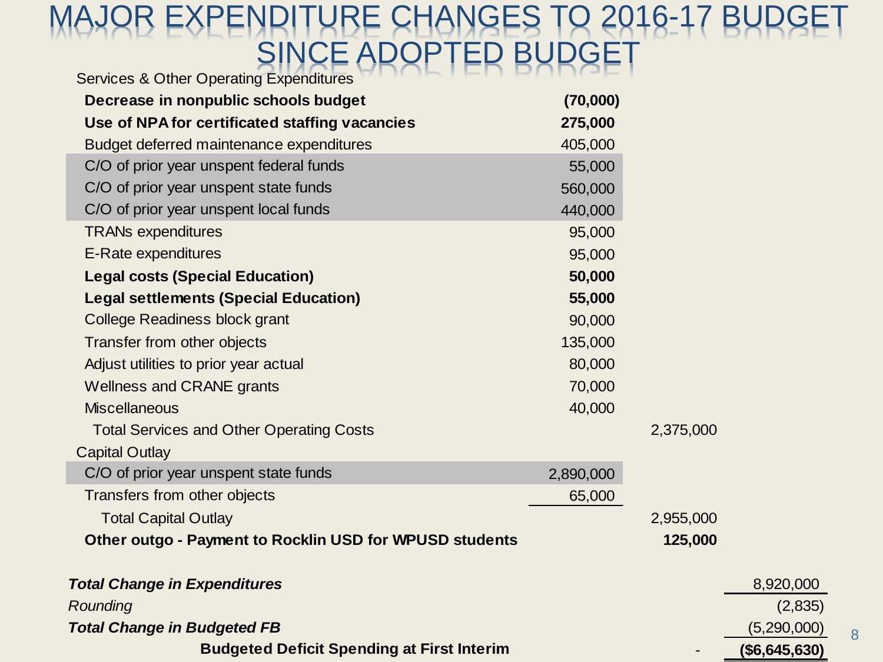# MAJOR EXPENDITURE CHANGES TO 2016-17 BUDGET SINCE ADOPTED BUDGET

| | | | |
|---|---|---|---|
| Services & Other Operating Expenditures | | | |
| **Decrease in nonpublic schools budget** | **(70,000)** | | |
| **Use of NPA for certificated staffing vacancies** | **275,000** | | |
| Budget deferred maintenance expenditures | 405,000 | | |
| C/O of prior year unspent federal funds | 55,000 | | |
| C/O of prior year unspent state funds | 560,000 | | |
| C/O of prior year unspent local funds | 440,000 | | |
| TRANs expenditures | 95,000 | | |
| E-Rate expenditures | 95,000 | | |
| **Legal costs (Special Education)** | **50,000** | | |
| **Legal settlements (Special Education)** | **55,000** | | |
| College Readiness block grant | 90,000 | | |
| Transfer from other objects | 135,000 | | |
| Adjust utilities to prior year actual | 80,000 | | |
| Wellness and CRANE grants | 70,000 | | |
| Miscellaneous | 40,000 | | |
| Total Services and Other Operating Costs | | 2,375,000 | |
| Capital Outlay | | | |
| C/O of prior year unspent state funds | 2,890,000 | | |
| Transfers from other objects | 65,000 | | |
| Total Capital Outlay | | 2,955,000 | |
| **Other outgo - Payment to Rocklin USD for WPUSD students** | | **125,000** | |
| | | | |
| ***Total Change in Expenditures*** | | | 8,920,000 |
| *Rounding* | | | (2,835) |
| ***Total Change in Budgeted FB*** | | | (5,290,000) |
| **Budgeted Deficit Spending at First Interim** | | - | **($6,645,630)** |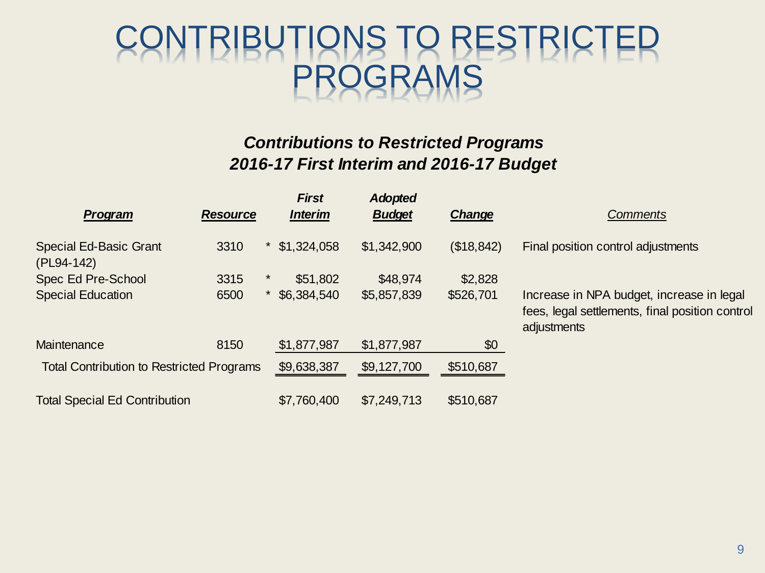# CONTRIBUTIONS TO RESTRICTED PROGRAMS

***Contributions to Restricted Programs***
***2016-17 First Interim and 2016-17 Budget***

| *Program* | *Resource* | | *First Interim* | *Adopted Budget* | *Change* | *Comments* |
|---|---|---|---|---|---|---|
| Special Ed-Basic Grant (PL94-142) | 3310 | * | $1,324,058 | $1,342,900 | ($18,842) | Final position control adjustments |
| Spec Ed Pre-School | 3315 | * | $51,802 | $48,974 | $2,828 | |
| Special Education | 6500 | * | $6,384,540 | $5,857,839 | $526,701 | Increase in NPA budget, increase in legal fees, legal settlements, final position control adjustments |
| Maintenance | 8150 | | $1,877,987 | $1,877,987 | $0 | |
| Total Contribution to Restricted Programs | | | $9,638,387 | $9,127,700 | $510,687 | |
| Total Special Ed Contribution | | | $7,760,400 | $7,249,713 | $510,687 | |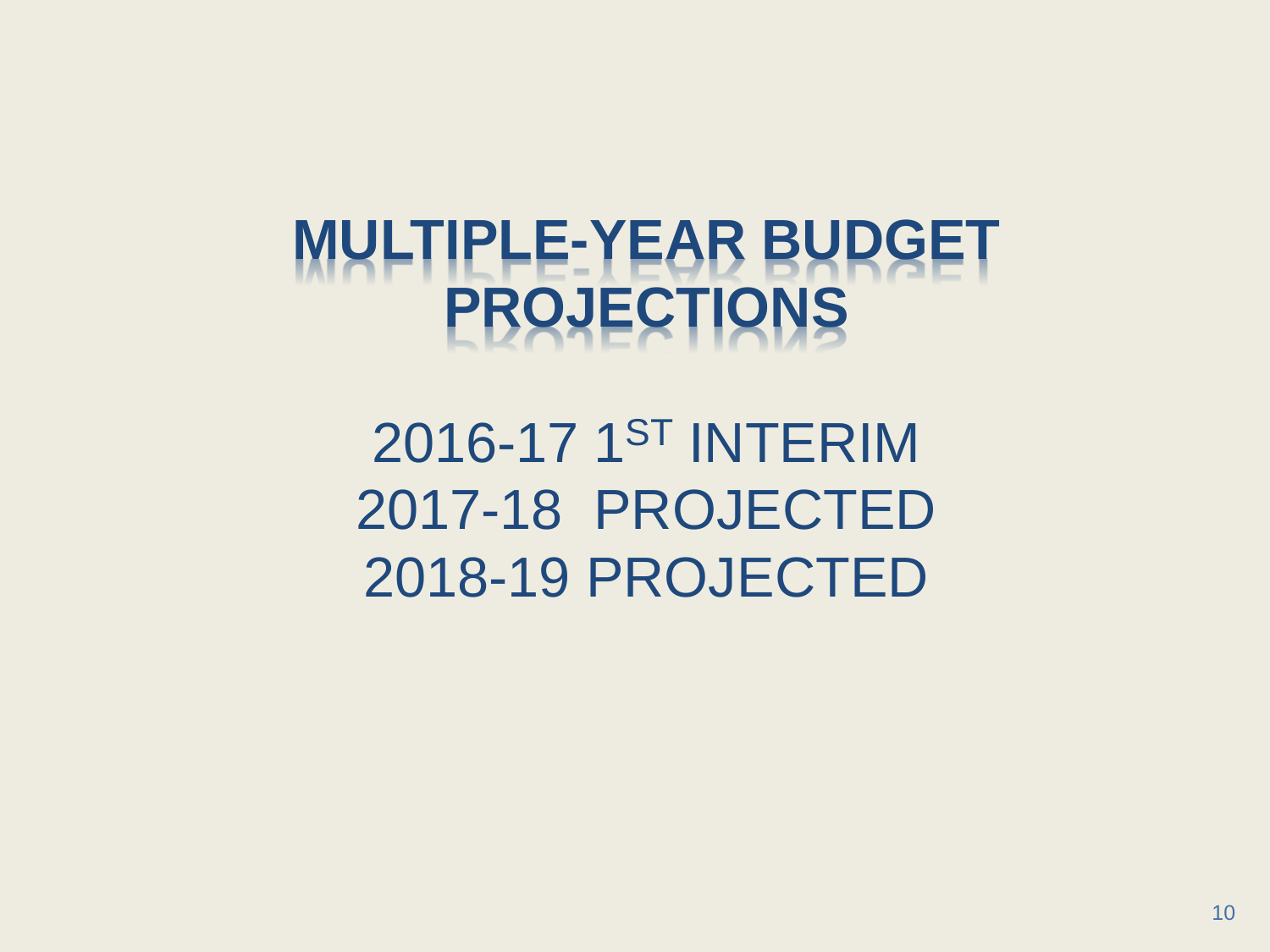# MULTIPLE-YEAR BUDGET PROJECTIONS

2016-17 1[ST] INTERIM
2017-18 PROJECTED
2018-19 PROJECTED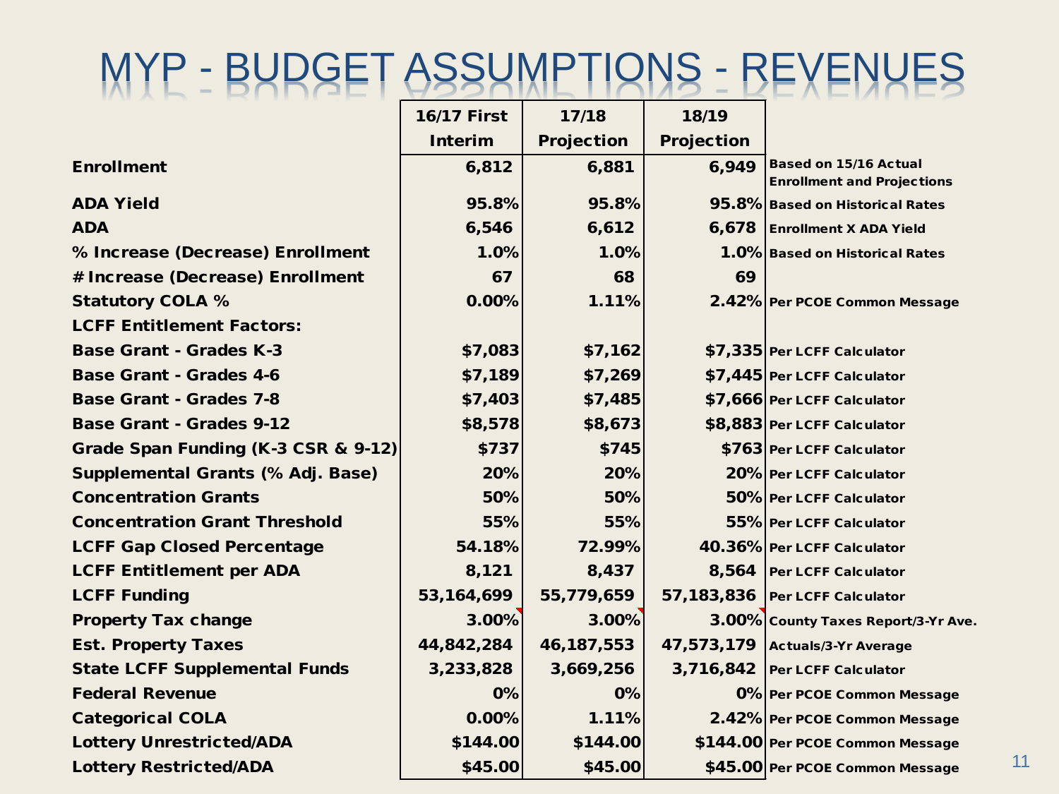# MYP - BUDGET ASSUMPTIONS - REVENUES

| | 16/17 First Interim | 17/18 Projection | 18/19 Projection | |
|---|---|---|---|---|
| **Enrollment** | 6,812 | 6,881 | 6,949 | Based on 15/16 Actual Enrollment and Projections |
| **ADA Yield** | 95.8% | 95.8% | 95.8% | Based on Historical Rates |
| **ADA** | 6,546 | 6,612 | 6,678 | Enrollment X ADA Yield |
| **% Increase (Decrease) Enrollment** | 1.0% | 1.0% | 1.0% | Based on Historical Rates |
| **# Increase (Decrease) Enrollment** | 67 | 68 | 69 | |
| **Statutory COLA %** | 0.00% | 1.11% | 2.42% | Per PCOE Common Message |
| **LCFF Entitlement Factors:** | | | | |
| **Base Grant - Grades K-3** | $7,083 | $7,162 | $7,335 | Per LCFF Calculator |
| **Base Grant - Grades 4-6** | $7,189 | $7,269 | $7,445 | Per LCFF Calculator |
| **Base Grant - Grades 7-8** | $7,403 | $7,485 | $7,666 | Per LCFF Calculator |
| **Base Grant - Grades 9-12** | $8,578 | $8,673 | $8,883 | Per LCFF Calculator |
| **Grade Span Funding (K-3 CSR & 9-12)** | $737 | $745 | $763 | Per LCFF Calculator |
| **Supplemental Grants (% Adj. Base)** | 20% | 20% | 20% | Per LCFF Calculator |
| **Concentration Grants** | 50% | 50% | 50% | Per LCFF Calculator |
| **Concentration Grant Threshold** | 55% | 55% | 55% | Per LCFF Calculator |
| **LCFF Gap Closed Percentage** | 54.18% | 72.99% | 40.36% | Per LCFF Calculator |
| **LCFF Entitlement per ADA** | 8,121 | 8,437 | 8,564 | Per LCFF Calculator |
| **LCFF Funding** | 53,164,699 | 55,779,659 | 57,183,836 | Per LCFF Calculator |
| **Property Tax change** | 3.00% | 3.00% | 3.00% | County Taxes Report/3-Yr Ave. |
| **Est. Property Taxes** | 44,842,284 | 46,187,553 | 47,573,179 | Actuals/3-Yr Average |
| **State LCFF Supplemental Funds** | 3,233,828 | 3,669,256 | 3,716,842 | Per LCFF Calculator |
| **Federal Revenue** | 0% | 0% | 0% | Per PCOE Common Message |
| **Categorical COLA** | 0.00% | 1.11% | 2.42% | Per PCOE Common Message |
| **Lottery Unrestricted/ADA** | $144.00 | $144.00 | $144.00 | Per PCOE Common Message |
| **Lottery Restricted/ADA** | $45.00 | $45.00 | $45.00 | Per PCOE Common Message |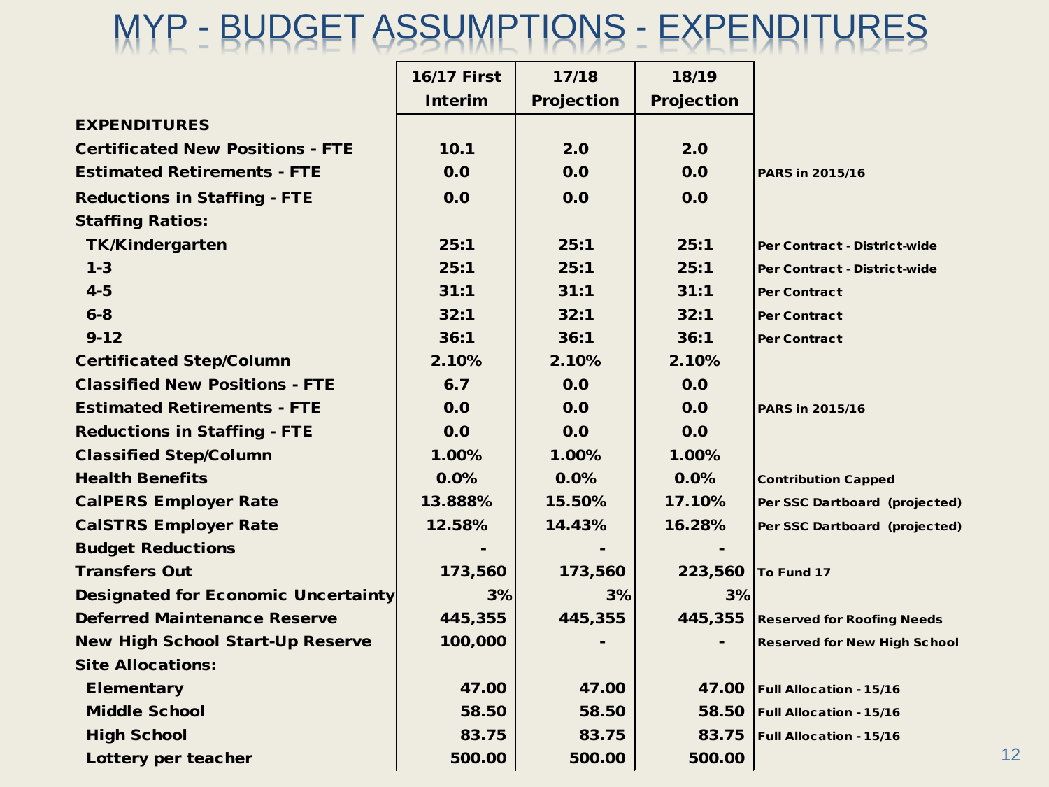# MYP - BUDGET ASSUMPTIONS - EXPENDITURES

| | 16/17 First Interim | 17/18 Projection | 18/19 Projection | |
|---|---|---|---|---|
| **EXPENDITURES** | | | | |
| **Certificated New Positions - FTE** | 10.1 | 2.0 | 2.0 | |
| **Estimated Retirements - FTE** | 0.0 | 0.0 | 0.0 | PARS in 2015/16 |
| **Reductions in Staffing - FTE** | 0.0 | 0.0 | 0.0 | |
| **Staffing Ratios:** | | | | |
| TK/Kindergarten | 25:1 | 25:1 | 25:1 | Per Contract - District-wide |
| 1-3 | 25:1 | 25:1 | 25:1 | Per Contract - District-wide |
| 4-5 | 31:1 | 31:1 | 31:1 | Per Contract |
| 6-8 | 32:1 | 32:1 | 32:1 | Per Contract |
| 9-12 | 36:1 | 36:1 | 36:1 | Per Contract |
| **Certificated Step/Column** | 2.10% | 2.10% | 2.10% | |
| **Classified New Positions - FTE** | 6.7 | 0.0 | 0.0 | |
| **Estimated Retirements - FTE** | 0.0 | 0.0 | 0.0 | PARS in 2015/16 |
| **Reductions in Staffing - FTE** | 0.0 | 0.0 | 0.0 | |
| **Classified Step/Column** | 1.00% | 1.00% | 1.00% | |
| **Health Benefits** | 0.0% | 0.0% | 0.0% | Contribution Capped |
| **CalPERS Employer Rate** | 13.888% | 15.50% | 17.10% | Per SSC Dartboard (projected) |
| **CalSTRS Employer Rate** | 12.58% | 14.43% | 16.28% | Per SSC Dartboard (projected) |
| **Budget Reductions** | - | - | - | |
| **Transfers Out** | 173,560 | 173,560 | 223,560 | To Fund 17 |
| **Designated for Economic Uncertainty** | 3% | 3% | 3% | |
| **Deferred Maintenance Reserve** | 445,355 | 445,355 | 445,355 | Reserved for Roofing Needs |
| **New High School Start-Up Reserve** | 100,000 | - | - | Reserved for New High School |
| **Site Allocations:** | | | | |
| Elementary | 47.00 | 47.00 | 47.00 | Full Allocation - 15/16 |
| Middle School | 58.50 | 58.50 | 58.50 | Full Allocation - 15/16 |
| High School | 83.75 | 83.75 | 83.75 | Full Allocation - 15/16 |
| Lottery per teacher | 500.00 | 500.00 | 500.00 | |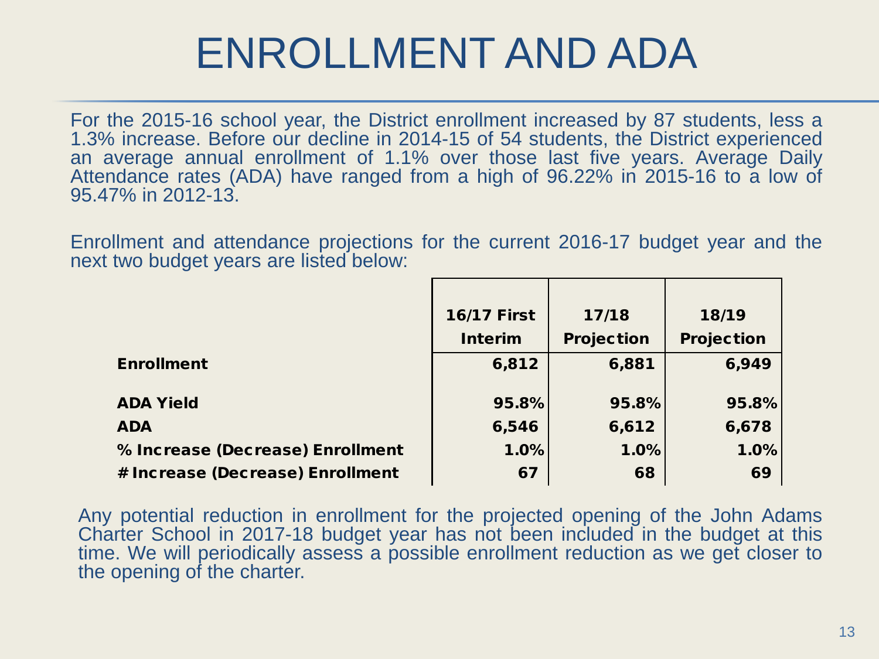# ENROLLMENT AND ADA

For the 2015-16 school year, the District enrollment increased by 87 students, less a 1.3% increase. Before our decline in 2014-15 of 54 students, the District experienced an average annual enrollment of 1.1% over those last five years. Average Daily Attendance rates (ADA) have ranged from a high of 96.22% in 2015-16 to a low of 95.47% in 2012-13.

Enrollment and attendance projections for the current 2016-17 budget year and the next two budget years are listed below:

| | 16/17 First Interim | 17/18 Projection | 18/19 Projection |
|---|---|---|---|
| **Enrollment** | **6,812** | **6,881** | **6,949** |
| **ADA Yield** | **95.8%** | **95.8%** | **95.8%** |
| **ADA** | **6,546** | **6,612** | **6,678** |
| **% Increase (Decrease) Enrollment** | **1.0%** | **1.0%** | **1.0%** |
| **# Increase (Decrease) Enrollment** | **67** | **68** | **69** |

Any potential reduction in enrollment for the projected opening of the John Adams Charter School in 2017-18 budget year has not been included in the budget at this time. We will periodically assess a possible enrollment reduction as we get closer to the opening of the charter.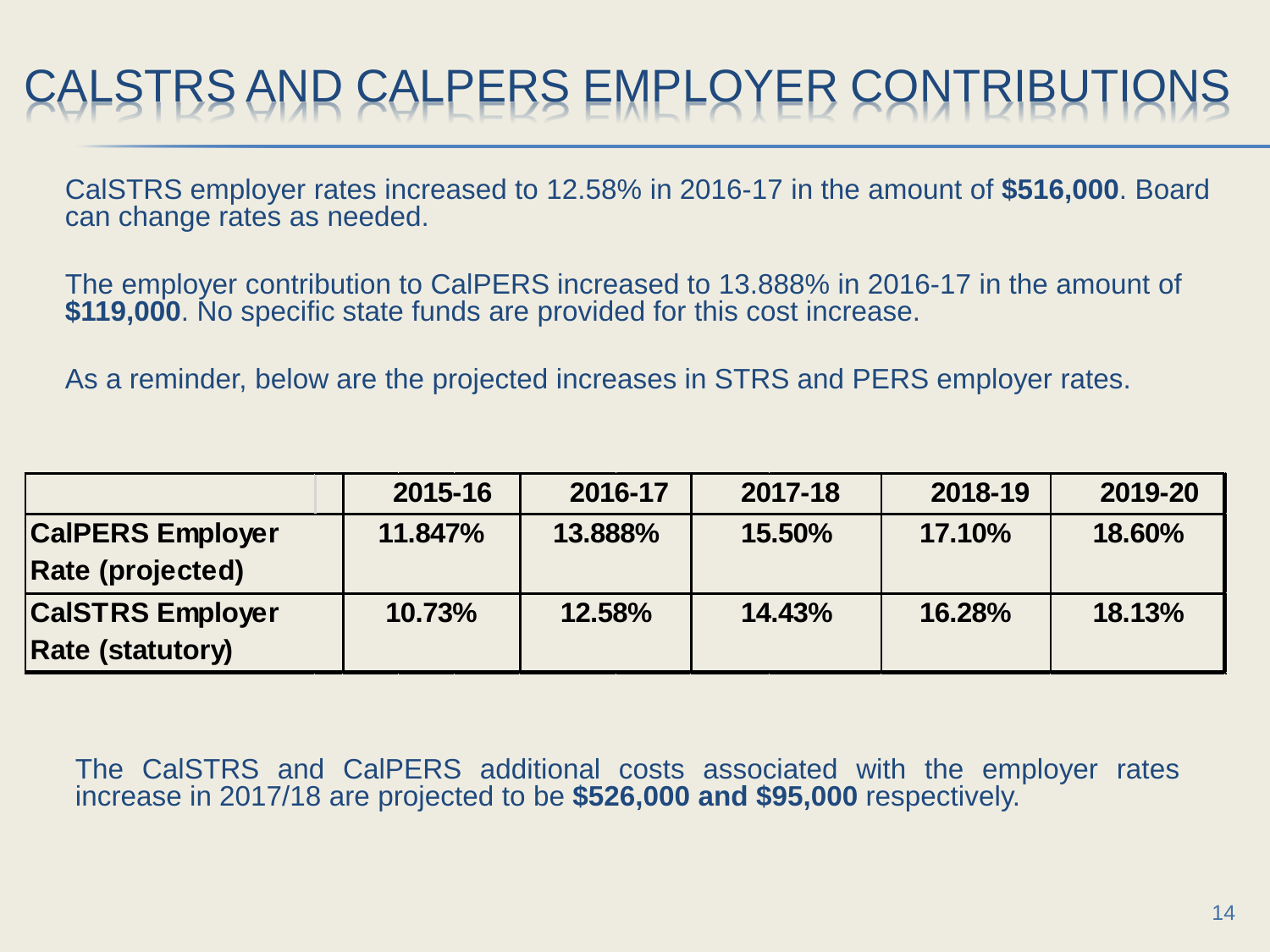# CALSTRS AND CALPERS EMPLOYER CONTRIBUTIONS

CalSTRS employer rates increased to 12.58% in 2016-17 in the amount of **$516,000**. Board can change rates as needed.

The employer contribution to CalPERS increased to 13.888% in 2016-17 in the amount of **$119,000**. No specific state funds are provided for this cost increase.

As a reminder, below are the projected increases in STRS and PERS employer rates.

| | 2015-16 | 2016-17 | 2017-18 | 2018-19 | 2019-20 |
|---|---|---|---|---|---|
| **CalPERS Employer Rate (projected)** | **11.847%** | **13.888%** | **15.50%** | **17.10%** | **18.60%** |
| **CalSTRS Employer Rate (statutory)** | **10.73%** | **12.58%** | **14.43%** | **16.28%** | **18.13%** |

The CalSTRS and CalPERS additional costs associated with the employer rates increase in 2017/18 are projected to be **$526,000 and $95,000** respectively.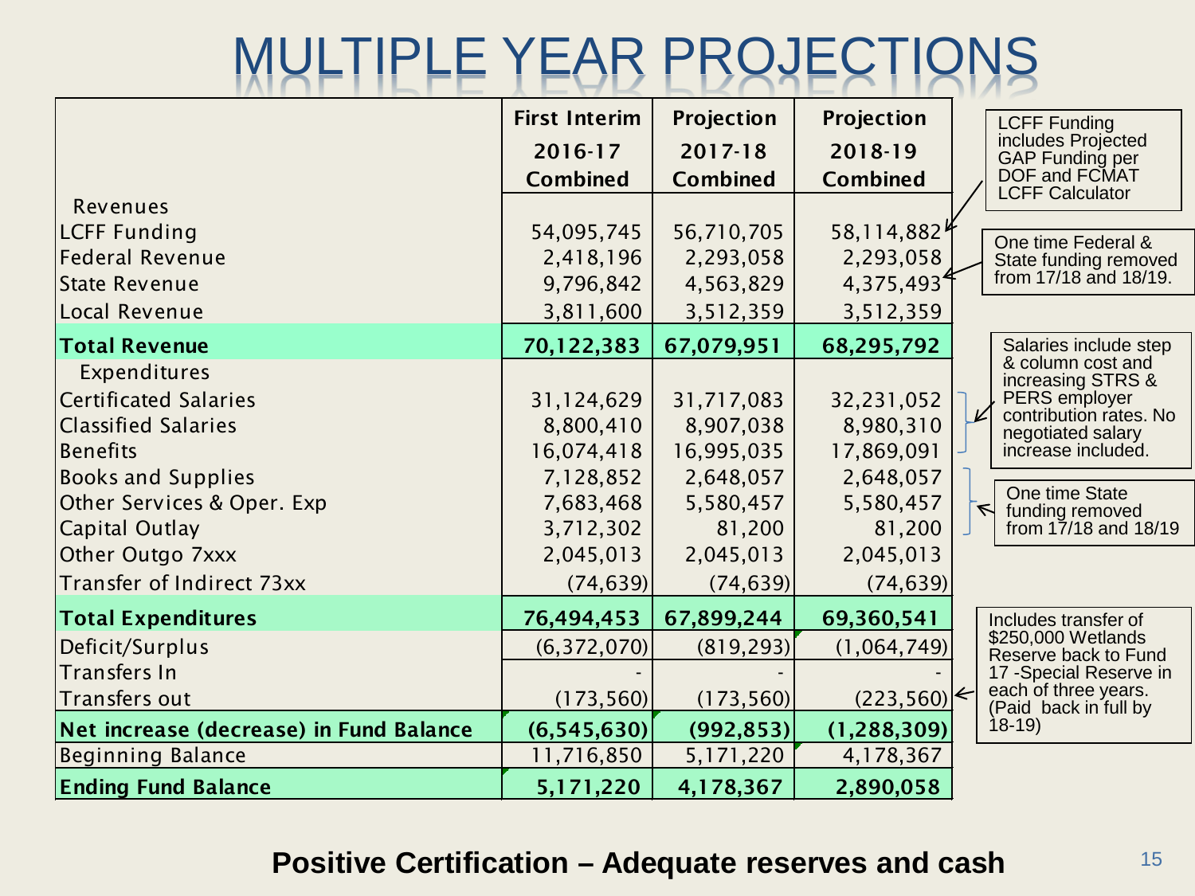# MULTIPLE YEAR PROJECTIONS

| | First Interim 2016-17 Combined | Projection 2017-18 Combined | Projection 2018-19 Combined |
|---|---|---|---|
| Revenues | | | |
| LCFF Funding | 54,095,745 | 56,710,705 | 58,114,882 |
| Federal Revenue | 2,418,196 | 2,293,058 | 2,293,058 |
| State Revenue | 9,796,842 | 4,563,829 | 4,375,493 |
| Local Revenue | 3,811,600 | 3,512,359 | 3,512,359 |
| **Total Revenue** | **70,122,383** | **67,079,951** | **68,295,792** |
| Expenditures | | | |
| Certificated Salaries | 31,124,629 | 31,717,083 | 32,231,052 |
| Classified Salaries | 8,800,410 | 8,907,038 | 8,980,310 |
| Benefits | 16,074,418 | 16,995,035 | 17,869,091 |
| Books and Supplies | 7,128,852 | 2,648,057 | 2,648,057 |
| Other Services & Oper. Exp | 7,683,468 | 5,580,457 | 5,580,457 |
| Capital Outlay | 3,712,302 | 81,200 | 81,200 |
| Other Outgo 7xxx | 2,045,013 | 2,045,013 | 2,045,013 |
| Transfer of Indirect 73xx | (74,639) | (74,639) | (74,639) |
| **Total Expenditures** | **76,494,453** | **67,899,244** | **69,360,541** |
| Deficit/Surplus | (6,372,070) | (819,293) | (1,064,749) |
| Transfers In | - | - | - |
| Transfers out | (173,560) | (173,560) | (223,560) |
| **Net increase (decrease) in Fund Balance** | **(6,545,630)** | **(992,853)** | **(1,288,309)** |
| Beginning Balance | 11,716,850 | 5,171,220 | 4,178,367 |
| **Ending Fund Balance** | **5,171,220** | **4,178,367** | **2,890,058** |

- LCFF Funding includes Projected GAP Funding per DOF and FCMAT LCFF Calculator
- One time Federal & State funding removed from 17/18 and 18/19.
- Salaries include step & column cost and increasing STRS & PERS employer contribution rates. No negotiated salary increase included.
- One time State funding removed from 17/18 and 18/19
- Includes transfer of $250,000 Wetlands Reserve back to Fund 17 -Special Reserve in each of three years. (Paid back in full by 18-19)

**Positive Certification – Adequate reserves and cash**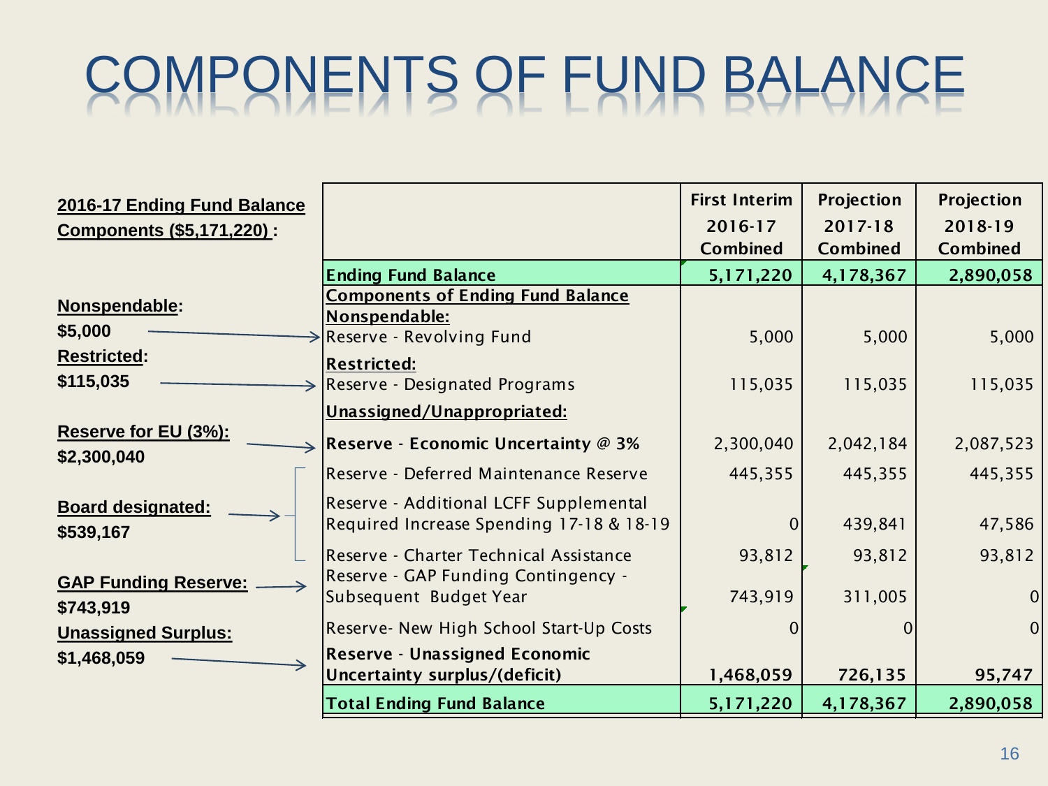# COMPONENTS OF FUND BALANCE

**2016-17 Ending Fund Balance Components ($5,171,220) :**

**Nonspendable:** $5,000

**Restricted:** $115,035

**Reserve for EU (3%):** $2,300,040

**Board designated:** $539,167

**GAP Funding Reserve:** $743,919

**Unassigned Surplus:** $1,468,059

| | First Interim 2016-17 Combined | Projection 2017-18 Combined | Projection 2018-19 Combined |
|---|---|---|---|
| **Ending Fund Balance** | **5,171,220** | **4,178,367** | **2,890,058** |
| **Components of Ending Fund Balance** | | | |
| **Nonspendable:** | | | |
| Reserve - Revolving Fund | 5,000 | 5,000 | 5,000 |
| **Restricted:** | | | |
| Reserve - Designated Programs | 115,035 | 115,035 | 115,035 |
| **Unassigned/Unappropriated:** | | | |
| **Reserve - Economic Uncertainty @ 3%** | 2,300,040 | 2,042,184 | 2,087,523 |
| Reserve - Deferred Maintenance Reserve | 445,355 | 445,355 | 445,355 |
| Reserve - Additional LCFF Supplemental Required Increase Spending 17-18 & 18-19 | 0 | 439,841 | 47,586 |
| Reserve - Charter Technical Assistance | 93,812 | 93,812 | 93,812 |
| Reserve - GAP Funding Contingency - Subsequent Budget Year | 743,919 | 311,005 | 0 |
| Reserve- New High School Start-Up Costs | 0 | 0 | 0 |
| **Reserve - Unassigned Economic Uncertainty surplus/(deficit)** | **1,468,059** | **726,135** | **95,747** |
| **Total Ending Fund Balance** | **5,171,220** | **4,178,367** | **2,890,058** |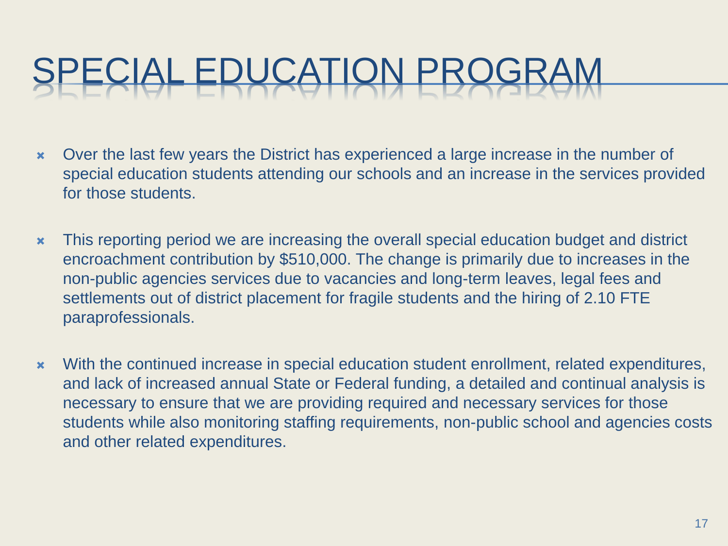# SPECIAL EDUCATION PROGRAM

- Over the last few years the District has experienced a large increase in the number of special education students attending our schools and an increase in the services provided for those students.

- This reporting period we are increasing the overall special education budget and district encroachment contribution by $510,000. The change is primarily due to increases in the non-public agencies services due to vacancies and long-term leaves, legal fees and settlements out of district placement for fragile students and the hiring of 2.10 FTE paraprofessionals.

- With the continued increase in special education student enrollment, related expenditures, and lack of increased annual State or Federal funding, a detailed and continual analysis is necessary to ensure that we are providing required and necessary services for those students while also monitoring staffing requirements, non-public school and agencies costs and other related expenditures.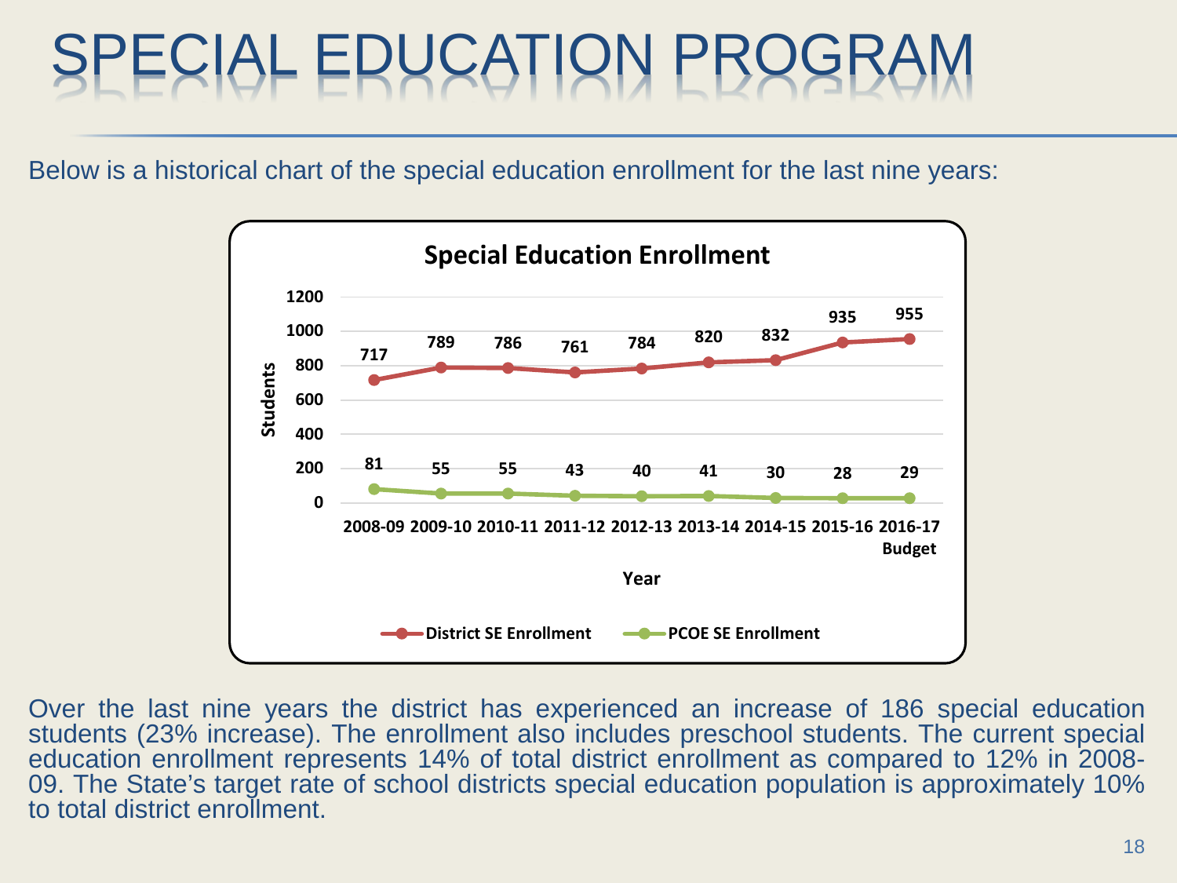# SPECIAL EDUCATION PROGRAM

Below is a historical chart of the special education enrollment for the last nine years:

**Special Education Enrollment**

| Year | District SE Enrollment | PCOE SE Enrollment |
|---|---|---|
| 2008-09 | 717 | 81 |
| 2009-10 | 789 | 55 |
| 2010-11 | 786 | 55 |
| 2011-12 | 761 | 43 |
| 2012-13 | 784 | 40 |
| 2013-14 | 820 | 41 |
| 2014-15 | 832 | 30 |
| 2015-16 | 935 | 28 |
| 2016-17 Budget | 955 | 29 |

Over the last nine years the district has experienced an increase of 186 special education students (23% increase). The enrollment also includes preschool students. The current special education enrollment represents 14% of total district enrollment as compared to 12% in 2008-09. The State's target rate of school districts special education population is approximately 10% to total district enrollment.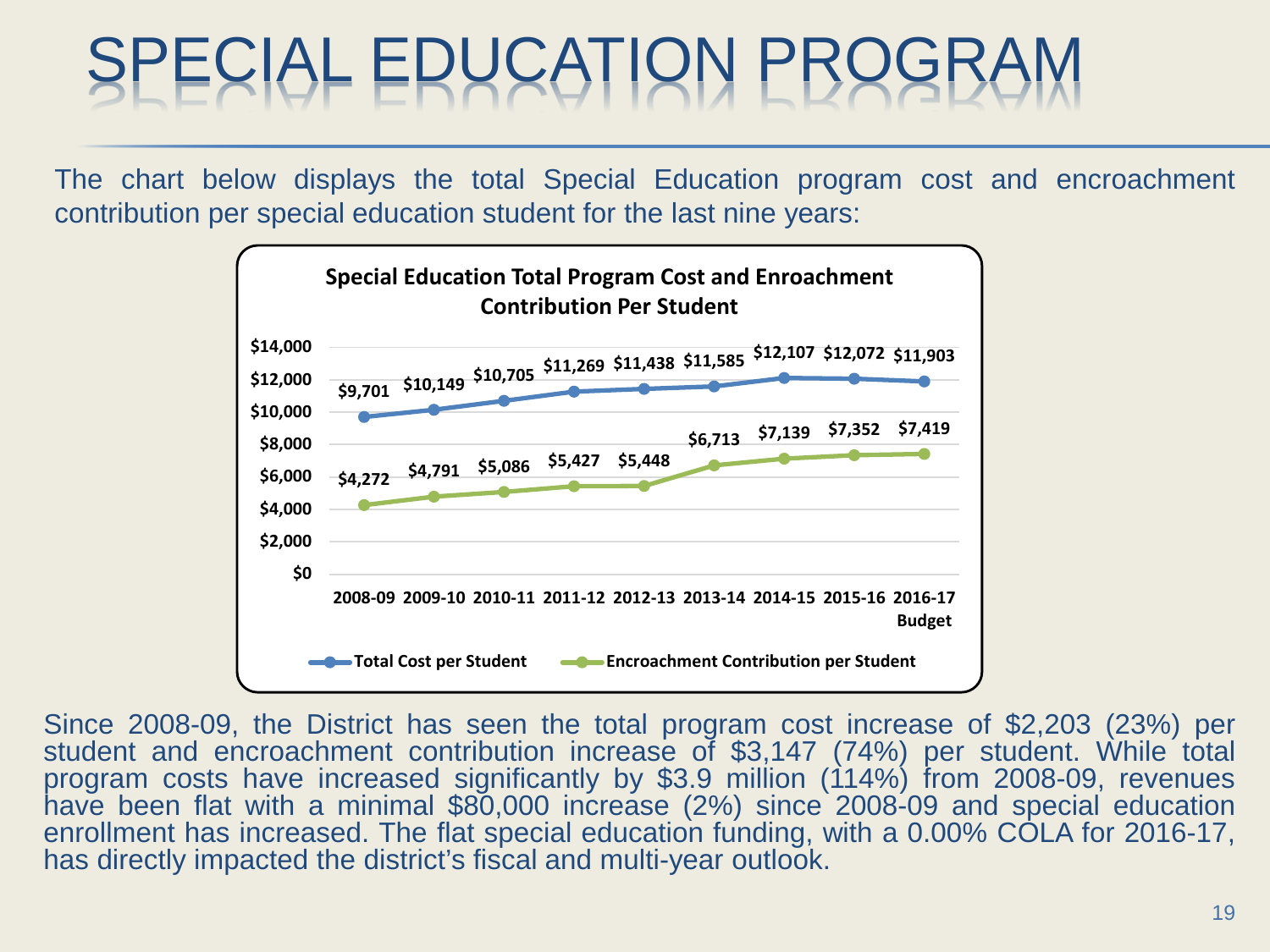# SPECIAL EDUCATION PROGRAM

The chart below displays the total Special Education program cost and encroachment contribution per special education student for the last nine years:

**Special Education Total Program Cost and Enroachment Contribution Per Student**

| | 2008-09 | 2009-10 | 2010-11 | 2011-12 | 2012-13 | 2013-14 | 2014-15 | 2015-16 | 2016-17 Budget |
|---|---|---|---|---|---|---|---|---|---|
| Total Cost per Student | $9,701 | $10,149 | $10,705 | $11,269 | $11,438 | $11,585 | $12,107 | $12,072 | $11,903 |
| Encroachment Contribution per Student | $4,272 | $4,791 | $5,086 | $5,427 | $5,448 | $6,713 | $7,139 | $7,352 | $7,419 |

Since 2008-09, the District has seen the total program cost increase of $2,203 (23%) per student and encroachment contribution increase of $3,147 (74%) per student. While total program costs have increased significantly by $3.9 million (114%) from 2008-09, revenues have been flat with a minimal $80,000 increase (2%) since 2008-09 and special education enrollment has increased. The flat special education funding, with a 0.00% COLA for 2016-17, has directly impacted the district's fiscal and multi-year outlook.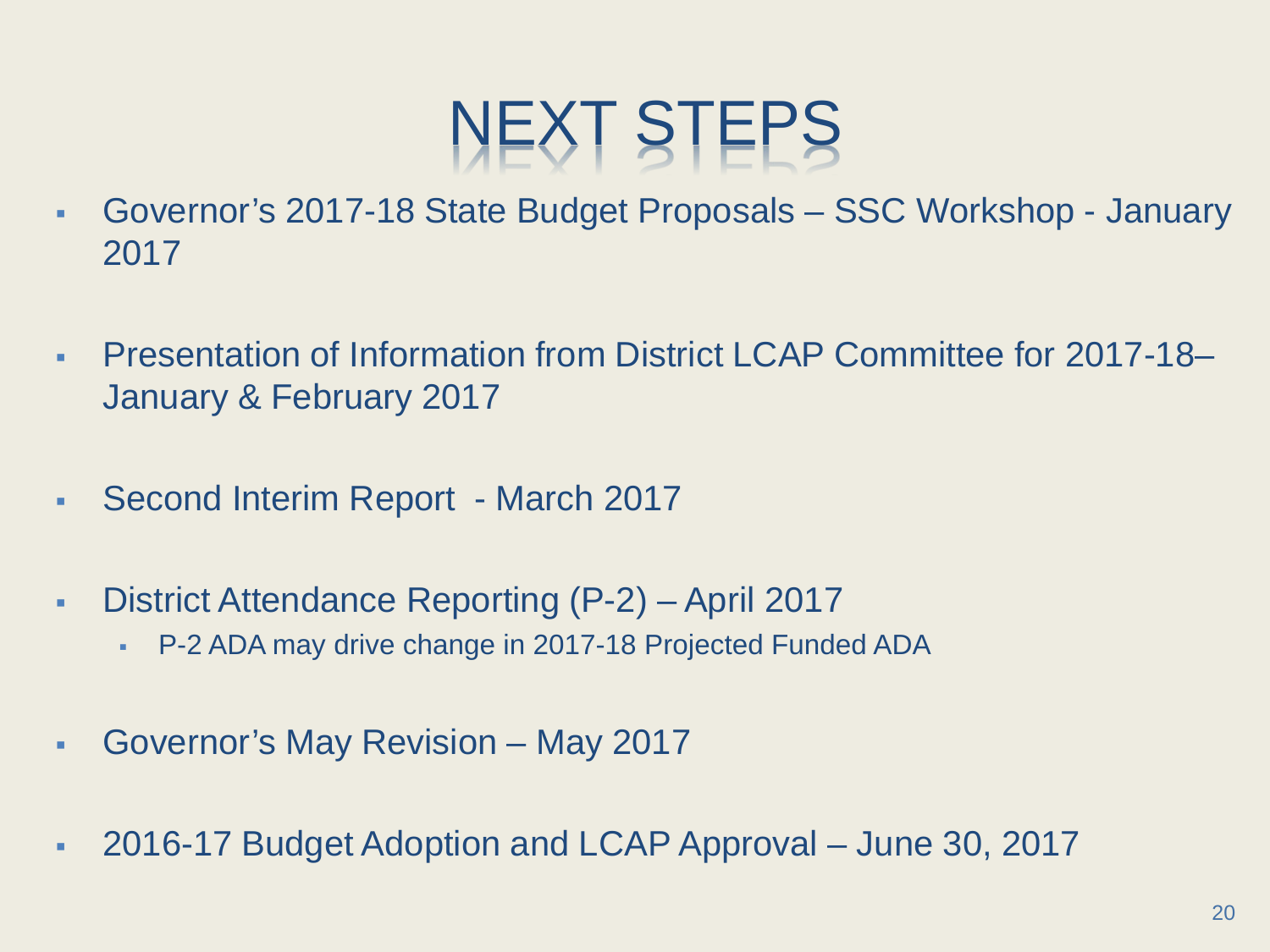# NEXT STEPS

- Governor's 2017-18 State Budget Proposals – SSC Workshop - January 2017
- Presentation of Information from District LCAP Committee for 2017-18– January & February 2017
- Second Interim Report - March 2017
- District Attendance Reporting (P-2) – April 2017
  - P-2 ADA may drive change in 2017-18 Projected Funded ADA
- Governor's May Revision – May 2017
- 2016-17 Budget Adoption and LCAP Approval – June 30, 2017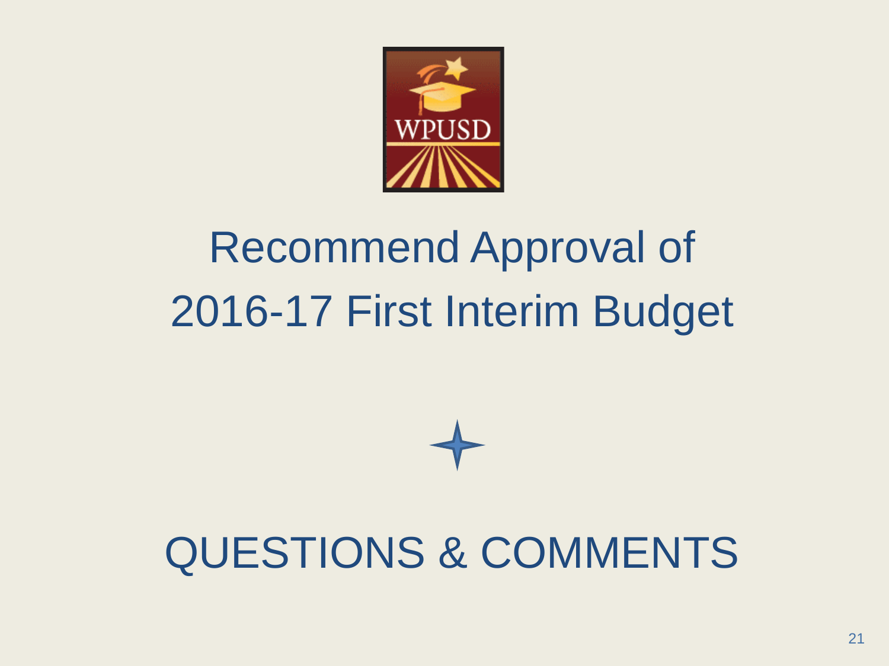# Recommend Approval of 2016-17 First Interim Budget

# QUESTIONS & COMMENTS